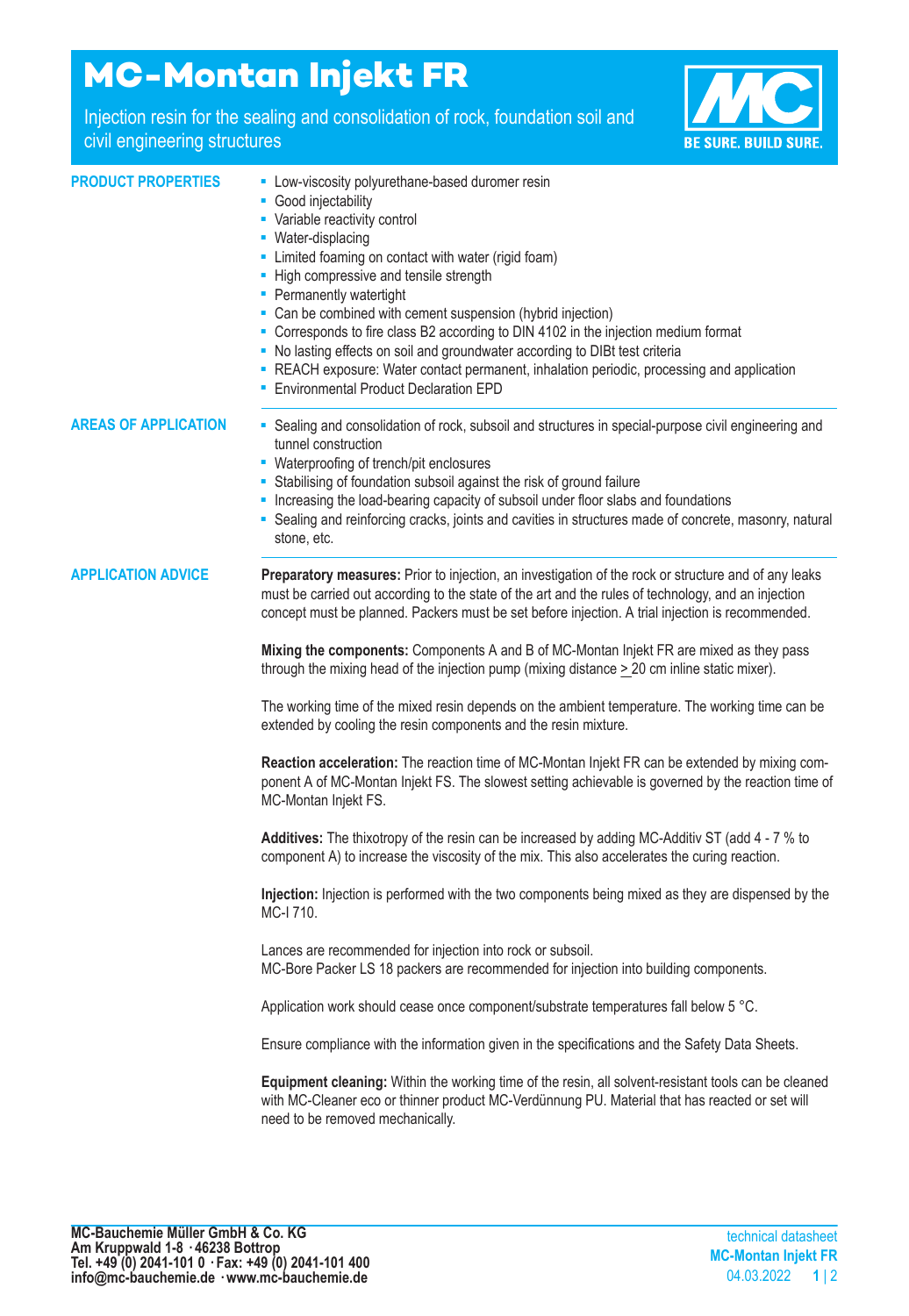# MC-Montan Injekt FR

Injection resin for the sealing and consolidation of rock, foundation soil and civil engineering structures

BE SURE. BUILD SURE.

## PRODUCT PROPERTIES

- Low-viscosity polyurethane-based duromer resin
- Good injectability
- Variable reactivity control
- Water-displacing
- Limited foaming on contact with water (rigid foam)
- High compressive and tensile strength
- Permanently watertight
- Can be combined with cement suspension (hybrid injection)
- Corresponds to fire class B2 according to DIN 4102 in the injection medium format
- No lasting effects on soil and groundwater according to DIBt test criteria
- REACH exposure: Water contact permanent, inhalation periodic, processing and application
- Environmental Product Declaration EPD

## AREAS OF APPLICATION

- Sealing and consolidation of rock, subsoil and structures in special-purpose civil engineering and tunnel construction
- Waterproofing of trench/pit enclosures
- Stabilising of foundation subsoil against the risk of ground failure
- Increasing the load-bearing capacity of subsoil under floor slabs and foundations
- Sealing and reinforcing cracks, joints and cavities in structures made of concrete, masonry, natural stone, etc.

## APPLICATION ADVICE

**Preparatory measures:** Prior to injection, an investigation of the rock or structure and of any leaks must be carried out according to the state of the art and the rules of technology, and an injection concept must be planned. Packers must be set before injection. A trial injection is recommended.

**Mixing the components:** Components A and B of MC-Montan Injekt FR are mixed as they pass through the mixing head of the injection pump (mixing distance ≥ 20 cm inline static mixer).

The working time of the mixed resin depends on the ambient temperature. The working time can be extended by cooling the resin components and the resin mixture.

**Reaction acceleration:** The reaction time of MC-Montan Injekt FR can be extended by mixing component A of MC-Montan Injekt FS. The slowest setting achievable is governed by the reaction time of MC-Montan Injekt FS.

**Additives:** The thixotropy of the resin can be increased by adding MC-Additiv ST (add 4 - 7 % to component A) to increase the viscosity of the mix. This also accelerates the curing reaction.

**Injection:** Injection is performed with the two components being mixed as they are dispensed by the MC-I 710.

Lances are recommended for injection into rock or subsoil.
MC-Bore Packer LS 18 packers are recommended for injection into building components.

Application work should cease once component/substrate temperatures fall below 5 °C.

Ensure compliance with the information given in the specifications and the Safety Data Sheets.

**Equipment cleaning:** Within the working time of the resin, all solvent-resistant tools can be cleaned with MC-Cleaner eco or thinner product MC-Verdünnung PU. Material that has reacted or set will need to be removed mechanically.

**MC-Bauchemie Müller GmbH & Co. KG**
**Am Kruppwald 1-8 · 46238 Bottrop**
**Tel. +49 (0) 2041-101 0 · Fax: +49 (0) 2041-101 400**
**info@mc-bauchemie.de · www.mc-bauchemie.de**

technical datasheet
**MC-Montan Injekt FR**
04.03.2022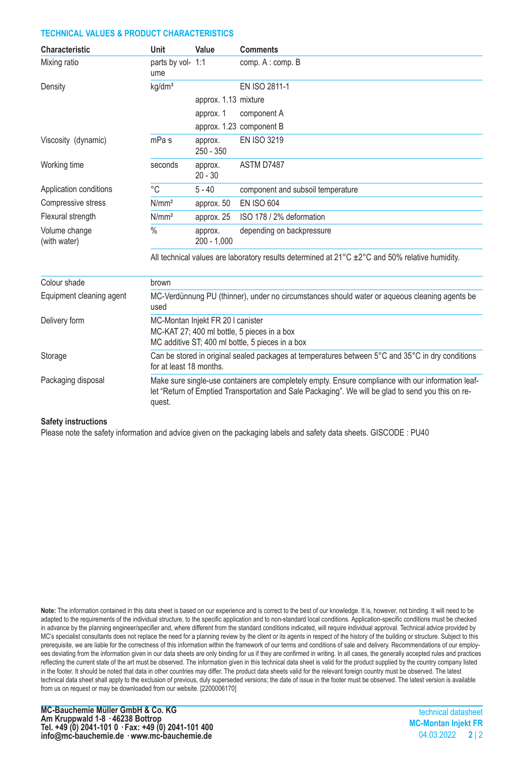### TECHNICAL VALUES & PRODUCT CHARACTERISTICS

| Characteristic | Unit | Value | Comments |
|---|---|---|---|
| Mixing ratio | parts by volume | 1:1 | comp. A : comp. B |
| Density | kg/dm³ | | EN ISO 2811-1 |
| | | approx. 1.13 | mixture |
| | | approx. 1 | component A |
| | | approx. 1.23 | component B |
| Viscosity (dynamic) | mPa·s | approx. 250 - 350 | EN ISO 3219 |
| Working time | seconds | approx. 20 - 30 | ASTM D7487 |
| Application conditions | °C | 5 - 40 | component and subsoil temperature |
| Compressive stress | N/mm² | approx. 50 | EN ISO 604 |
| Flexural strength | N/mm² | approx. 25 | ISO 178 / 2% deformation |
| Volume change (with water) | % | approx. 200 - 1,000 | depending on backpressure |

All technical values are laboratory results determined at 21°C ±2°C and 50% relative humidity.

| | |
|---|---|
| Colour shade | brown |
| Equipment cleaning agent | MC-Verdünnung PU (thinner), under no circumstances should water or aqueous cleaning agents be used |
| Delivery form | MC-Montan Injekt FR 20 l canister<br>MC-KAT 27; 400 ml bottle, 5 pieces in a box<br>MC additive ST; 400 ml bottle, 5 pieces in a box |
| Storage | Can be stored in original sealed packages at temperatures between 5°C and 35°C in dry conditions for at least 18 months. |
| Packaging disposal | Make sure single-use containers are completely empty. Ensure compliance with our information leaflet "Return of Emptied Transportation and Sale Packaging". We will be glad to send you this on request. |

**Safety instructions**

Please note the safety information and advice given on the packaging labels and safety data sheets. GISCODE : PU40

**Note:** The information contained in this data sheet is based on our experience and is correct to the best of our knowledge. It is, however, not binding. It will need to be adapted to the requirements of the individual structure, to the specific application and to non-standard local conditions. Application-specific conditions must be checked in advance by the planning engineer/specifier and, where different from the standard conditions indicated, will require individual approval. Technical advice provided by MC's specialist consultants does not replace the need for a planning review by the client or its agents in respect of the history of the building or structure. Subject to this prerequisite, we are liable for the correctness of this information within the framework of our terms and conditions of sale and delivery. Recommendations of our employees deviating from the information given in our data sheets are only binding for us if they are confirmed in writing. In all cases, the generally accepted rules and practices reflecting the current state of the art must be observed. The information given in this technical data sheet is valid for the product supplied by the country company listed in the footer. It should be noted that data in other countries may differ. The product data sheets valid for the relevant foreign country must be observed. The latest technical data sheet shall apply to the exclusion of previous, duly superseded versions; the date of issue in the footer must be observed. The latest version is available from us on request or may be downloaded from our website. [2200006170]

**MC-Bauchemie Müller GmbH & Co. KG**
**Am Kruppwald 1-8 · 46238 Bottrop**
**Tel. +49 (0) 2041-101 0 · Fax: +49 (0) 2041-101 400**
**info@mc-bauchemie.de · www.mc-bauchemie.de**

technical datasheet
**MC-Montan Injekt FR**
04.03.2022